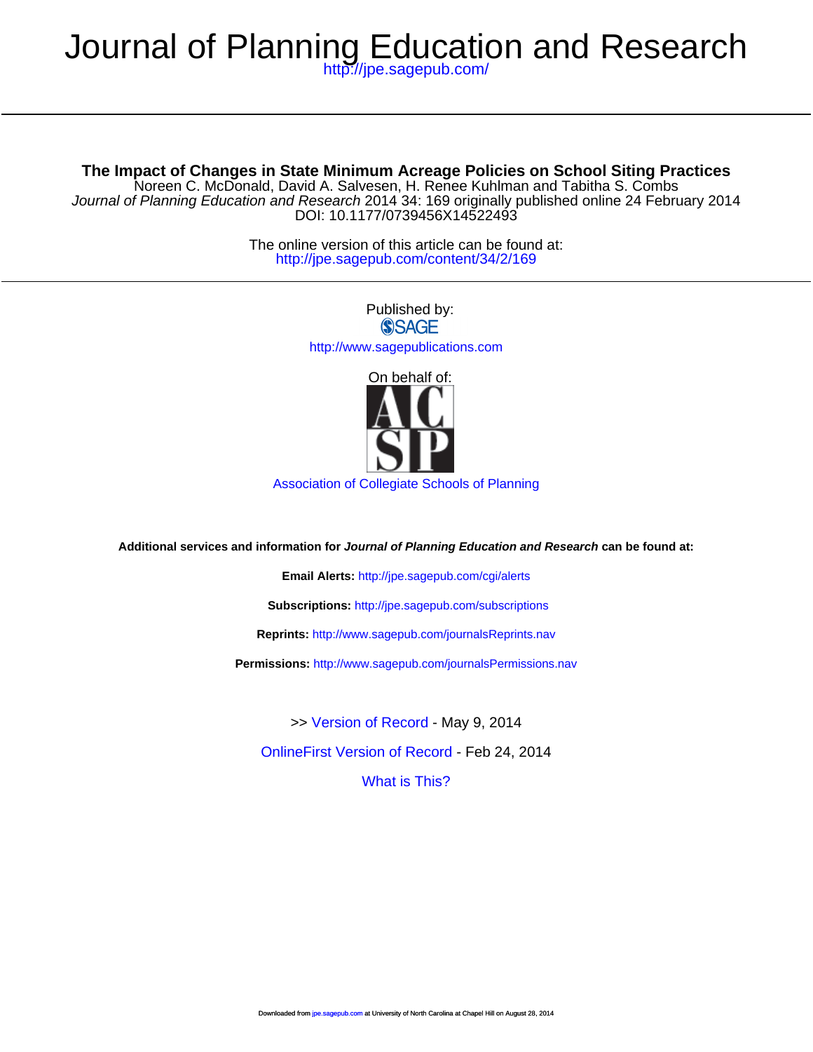# Journal of Planning Education and Research

http://jpe.sagepub.com/

**The Impact of Changes in State Minimum Acreage Policies on School Siting Practices**

Noreen C. McDonald, David A. Salvesen, H. Renee Kuhlman and Tabitha S. Combs

*Journal of Planning Education and Research* 2014 34: 169 originally published online 24 February 2014

DOI: 10.1177/0739456X14522493

The online version of this article can be found at:

http://jpe.sagepub.com/content/34/2/169

Published by:

SAGE

http://www.sagepublications.com

On behalf of:

ACSP

Association of Collegiate Schools of Planning

**Additional services and information for *Journal of Planning Education and Research* can be found at:**

**Email Alerts:** http://jpe.sagepub.com/cgi/alerts

**Subscriptions:** http://jpe.sagepub.com/subscriptions

**Reprints:** http://www.sagepub.com/journalsReprints.nav

**Permissions:** http://www.sagepub.com/journalsPermissions.nav

>> Version of Record - May 9, 2014

OnlineFirst Version of Record - Feb 24, 2014

What is This?

Downloaded from jpe.sagepub.com at University of North Carolina at Chapel Hill on August 28, 2014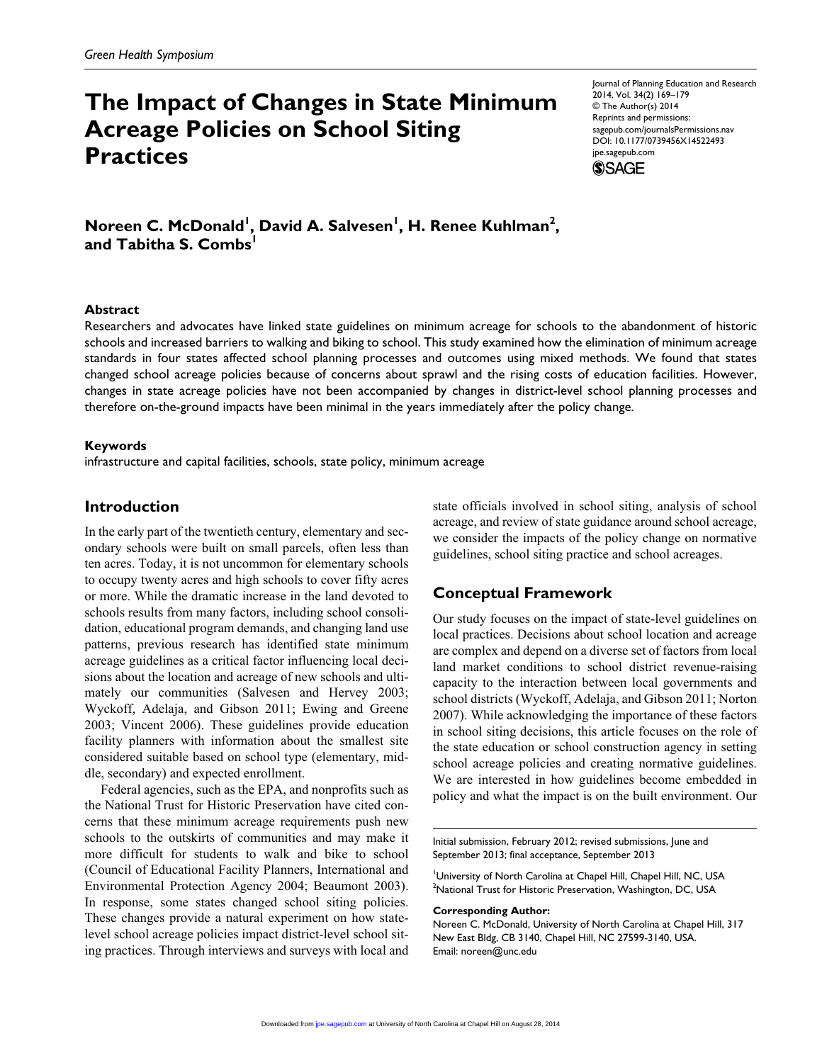# The Impact of Changes in State Minimum Acreage Policies on School Siting Practices

**Noreen C. McDonald[1], David A. Salvesen[1], H. Renee Kuhlman[2], and Tabitha S. Combs[1]**

## Abstract

Researchers and advocates have linked state guidelines on minimum acreage for schools to the abandonment of historic schools and increased barriers to walking and biking to school. This study examined how the elimination of minimum acreage standards in four states affected school planning processes and outcomes using mixed methods. We found that states changed school acreage policies because of concerns about sprawl and the rising costs of education facilities. However, changes in state acreage policies have not been accompanied by changes in district-level school planning processes and therefore on-the-ground impacts have been minimal in the years immediately after the policy change.

### Keywords

infrastructure and capital facilities, schools, state policy, minimum acreage

## Introduction

In the early part of the twentieth century, elementary and secondary schools were built on small parcels, often less than ten acres. Today, it is not uncommon for elementary schools to occupy twenty acres and high schools to cover fifty acres or more. While the dramatic increase in the land devoted to schools results from many factors, including school consolidation, educational program demands, and changing land use patterns, previous research has identified state minimum acreage guidelines as a critical factor influencing local decisions about the location and acreage of new schools and ultimately our communities (Salvesen and Hervey 2003; Wyckoff, Adelaja, and Gibson 2011; Ewing and Greene 2003; Vincent 2006). These guidelines provide education facility planners with information about the smallest site considered suitable based on school type (elementary, middle, secondary) and expected enrollment.

Federal agencies, such as the EPA, and nonprofits such as the National Trust for Historic Preservation have cited concerns that these minimum acreage requirements push new schools to the outskirts of communities and may make it more difficult for students to walk and bike to school (Council of Educational Facility Planners, International and Environmental Protection Agency 2004; Beaumont 2003). In response, some states changed school siting policies. These changes provide a natural experiment on how state-level school acreage policies impact district-level school siting practices. Through interviews and surveys with local and state officials involved in school siting, analysis of school acreage, and review of state guidance around school acreage, we consider the impacts of the policy change on normative guidelines, school siting practice and school acreages.

## Conceptual Framework

Our study focuses on the impact of state-level guidelines on local practices. Decisions about school location and acreage are complex and depend on a diverse set of factors from local land market conditions to school district revenue-raising capacity to the interaction between local governments and school districts (Wyckoff, Adelaja, and Gibson 2011; Norton 2007). While acknowledging the importance of these factors in school siting decisions, this article focuses on the role of the state education or school construction agency in setting school acreage policies and creating normative guidelines. We are interested in how guidelines become embedded in policy and what the impact is on the built environment. Our

---

Initial submission, February 2012; revised submissions, June and September 2013; final acceptance, September 2013

[1]University of North Carolina at Chapel Hill, Chapel Hill, NC, USA
[2]National Trust for Historic Preservation, Washington, DC, USA

**Corresponding Author:**
Noreen C. McDonald, University of North Carolina at Chapel Hill, 317 New East Bldg, CB 3140, Chapel Hill, NC 27599-3140, USA.
Email: noreen@unc.edu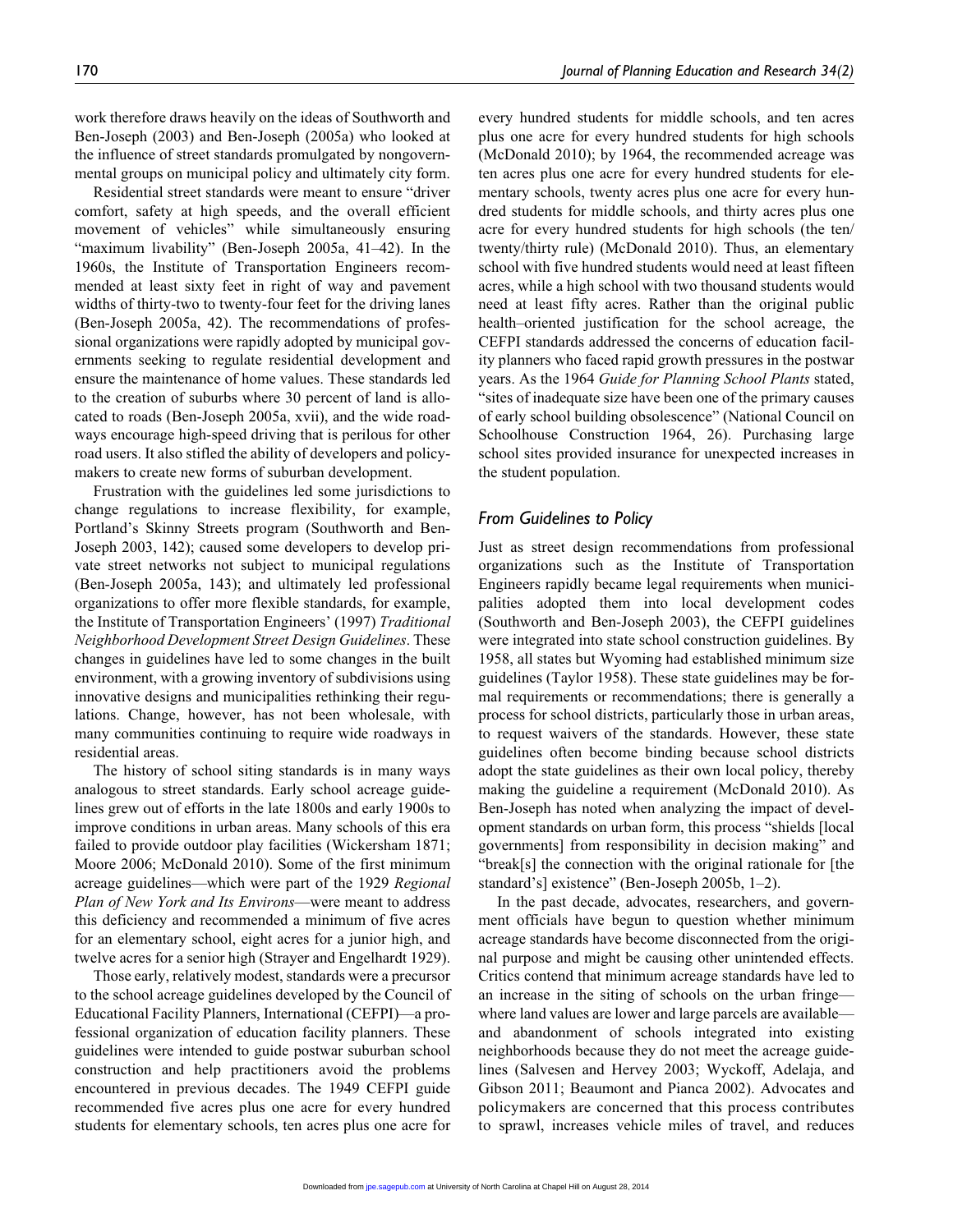work therefore draws heavily on the ideas of Southworth and Ben-Joseph (2003) and Ben-Joseph (2005a) who looked at the influence of street standards promulgated by nongovernmental groups on municipal policy and ultimately city form.

Residential street standards were meant to ensure "driver comfort, safety at high speeds, and the overall efficient movement of vehicles" while simultaneously ensuring "maximum livability" (Ben-Joseph 2005a, 41–42). In the 1960s, the Institute of Transportation Engineers recommended at least sixty feet in right of way and pavement widths of thirty-two to twenty-four feet for the driving lanes (Ben-Joseph 2005a, 42). The recommendations of professional organizations were rapidly adopted by municipal governments seeking to regulate residential development and ensure the maintenance of home values. These standards led to the creation of suburbs where 30 percent of land is allocated to roads (Ben-Joseph 2005a, xvii), and the wide roadways encourage high-speed driving that is perilous for other road users. It also stifled the ability of developers and policymakers to create new forms of suburban development.

Frustration with the guidelines led some jurisdictions to change regulations to increase flexibility, for example, Portland's Skinny Streets program (Southworth and Ben-Joseph 2003, 142); caused some developers to develop private street networks not subject to municipal regulations (Ben-Joseph 2005a, 143); and ultimately led professional organizations to offer more flexible standards, for example, the Institute of Transportation Engineers' (1997) *Traditional Neighborhood Development Street Design Guidelines*. These changes in guidelines have led to some changes in the built environment, with a growing inventory of subdivisions using innovative designs and municipalities rethinking their regulations. Change, however, has not been wholesale, with many communities continuing to require wide roadways in residential areas.

The history of school siting standards is in many ways analogous to street standards. Early school acreage guidelines grew out of efforts in the late 1800s and early 1900s to improve conditions in urban areas. Many schools of this era failed to provide outdoor play facilities (Wickersham 1871; Moore 2006; McDonald 2010). Some of the first minimum acreage guidelines—which were part of the 1929 *Regional Plan of New York and Its Environs*—were meant to address this deficiency and recommended a minimum of five acres for an elementary school, eight acres for a junior high, and twelve acres for a senior high (Strayer and Engelhardt 1929).

Those early, relatively modest, standards were a precursor to the school acreage guidelines developed by the Council of Educational Facility Planners, International (CEFPI)—a professional organization of education facility planners. These guidelines were intended to guide postwar suburban school construction and help practitioners avoid the problems encountered in previous decades. The 1949 CEFPI guide recommended five acres plus one acre for every hundred students for elementary schools, ten acres plus one acre for every hundred students for middle schools, and ten acres plus one acre for every hundred students for high schools (McDonald 2010); by 1964, the recommended acreage was ten acres plus one acre for every hundred students for elementary schools, twenty acres plus one acre for every hundred students for middle schools, and thirty acres plus one acre for every hundred students for high schools (the ten/twenty/thirty rule) (McDonald 2010). Thus, an elementary school with five hundred students would need at least fifteen acres, while a high school with two thousand students would need at least fifty acres. Rather than the original public health–oriented justification for the school acreage, the CEFPI standards addressed the concerns of education facility planners who faced rapid growth pressures in the postwar years. As the 1964 *Guide for Planning School Plants* stated, "sites of inadequate size have been one of the primary causes of early school building obsolescence" (National Council on Schoolhouse Construction 1964, 26). Purchasing large school sites provided insurance for unexpected increases in the student population.

## From Guidelines to Policy

Just as street design recommendations from professional organizations such as the Institute of Transportation Engineers rapidly became legal requirements when municipalities adopted them into local development codes (Southworth and Ben-Joseph 2003), the CEFPI guidelines were integrated into state school construction guidelines. By 1958, all states but Wyoming had established minimum size guidelines (Taylor 1958). These state guidelines may be formal requirements or recommendations; there is generally a process for school districts, particularly those in urban areas, to request waivers of the standards. However, these state guidelines often become binding because school districts adopt the state guidelines as their own local policy, thereby making the guideline a requirement (McDonald 2010). As Ben-Joseph has noted when analyzing the impact of development standards on urban form, this process "shields [local governments] from responsibility in decision making" and "break[s] the connection with the original rationale for [the standard's] existence" (Ben-Joseph 2005b, 1–2).

In the past decade, advocates, researchers, and government officials have begun to question whether minimum acreage standards have become disconnected from the original purpose and might be causing other unintended effects. Critics contend that minimum acreage standards have led to an increase in the siting of schools on the urban fringe—where land values are lower and large parcels are available—and abandonment of schools integrated into existing neighborhoods because they do not meet the acreage guidelines (Salvesen and Hervey 2003; Wyckoff, Adelaja, and Gibson 2011; Beaumont and Pianca 2002). Advocates and policymakers are concerned that this process contributes to sprawl, increases vehicle miles of travel, and reduces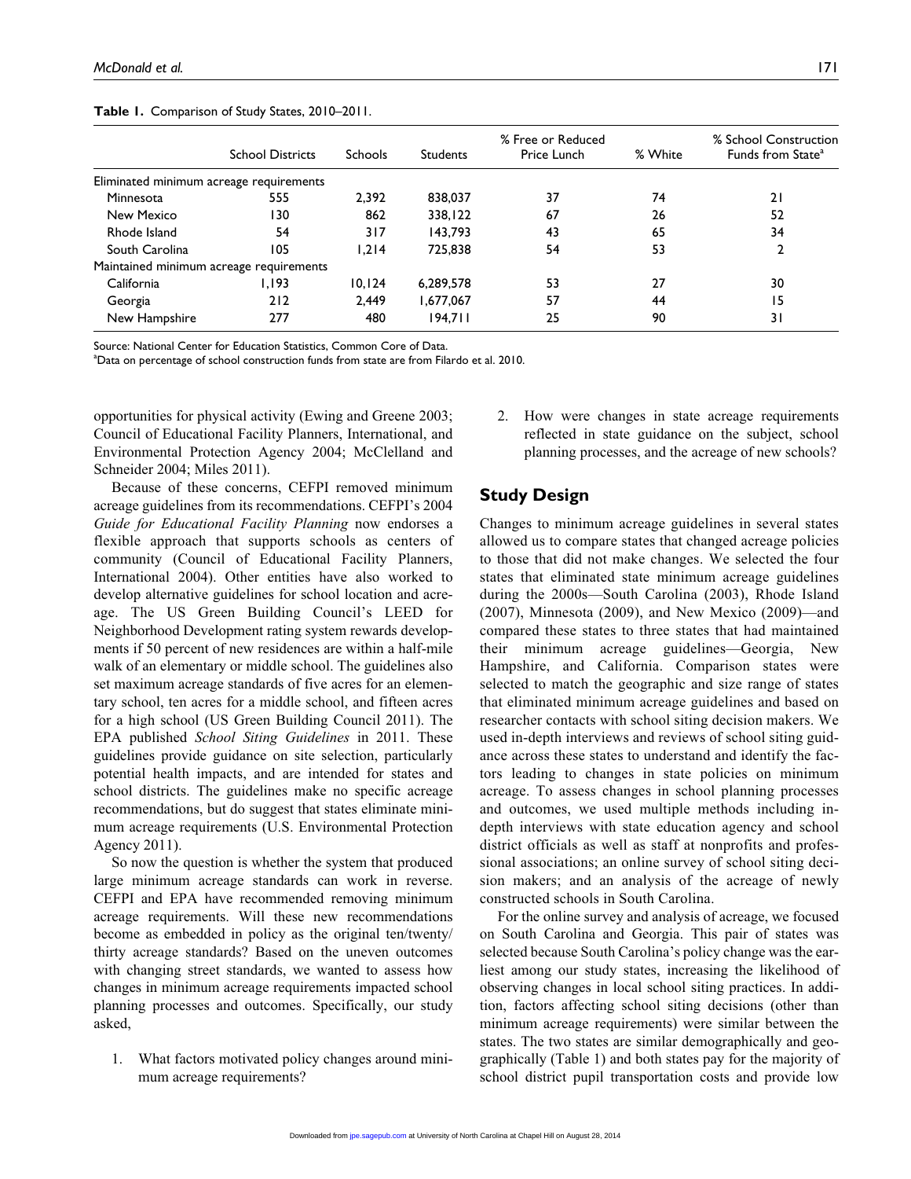**Table 1.** Comparison of Study States, 2010–2011.

| | School Districts | Schools | Students | % Free or Reduced Price Lunch | % White | % School Construction Funds from State[a] |
|---|---|---|---|---|---|---|
| Eliminated minimum acreage requirements | | | | | | |
| Minnesota | 555 | 2,392 | 838,037 | 37 | 74 | 21 |
| New Mexico | 130 | 862 | 338,122 | 67 | 26 | 52 |
| Rhode Island | 54 | 317 | 143,793 | 43 | 65 | 34 |
| South Carolina | 105 | 1,214 | 725,838 | 54 | 53 | 2 |
| Maintained minimum acreage requirements | | | | | | |
| California | 1,193 | 10,124 | 6,289,578 | 53 | 27 | 30 |
| Georgia | 212 | 2,449 | 1,677,067 | 57 | 44 | 15 |
| New Hampshire | 277 | 480 | 194,711 | 25 | 90 | 31 |

Source: National Center for Education Statistics, Common Core of Data.
[a]Data on percentage of school construction funds from state are from Filardo et al. 2010.

opportunities for physical activity (Ewing and Greene 2003; Council of Educational Facility Planners, International, and Environmental Protection Agency 2004; McClelland and Schneider 2004; Miles 2011).

Because of these concerns, CEFPI removed minimum acreage guidelines from its recommendations. CEFPI's 2004 *Guide for Educational Facility Planning* now endorses a flexible approach that supports schools as centers of community (Council of Educational Facility Planners, International 2004). Other entities have also worked to develop alternative guidelines for school location and acreage. The US Green Building Council's LEED for Neighborhood Development rating system rewards developments if 50 percent of new residences are within a half-mile walk of an elementary or middle school. The guidelines also set maximum acreage standards of five acres for an elementary school, ten acres for a middle school, and fifteen acres for a high school (US Green Building Council 2011). The EPA published *School Siting Guidelines* in 2011. These guidelines provide guidance on site selection, particularly potential health impacts, and are intended for states and school districts. The guidelines make no specific acreage recommendations, but do suggest that states eliminate minimum acreage requirements (U.S. Environmental Protection Agency 2011).

So now the question is whether the system that produced large minimum acreage standards can work in reverse. CEFPI and EPA have recommended removing minimum acreage requirements. Will these new recommendations become as embedded in policy as the original ten/twenty/thirty acreage standards? Based on the uneven outcomes with changing street standards, we wanted to assess how changes in minimum acreage requirements impacted school planning processes and outcomes. Specifically, our study asked,

1. What factors motivated policy changes around minimum acreage requirements?
2. How were changes in state acreage requirements reflected in state guidance on the subject, school planning processes, and the acreage of new schools?

## Study Design

Changes to minimum acreage guidelines in several states allowed us to compare states that changed acreage policies to those that did not make changes. We selected the four states that eliminated state minimum acreage guidelines during the 2000s—South Carolina (2003), Rhode Island (2007), Minnesota (2009), and New Mexico (2009)—and compared these states to three states that had maintained their minimum acreage guidelines—Georgia, New Hampshire, and California. Comparison states were selected to match the geographic and size range of states that eliminated minimum acreage guidelines and based on researcher contacts with school siting decision makers. We used in-depth interviews and reviews of school siting guidance across these states to understand and identify the factors leading to changes in state policies on minimum acreage. To assess changes in school planning processes and outcomes, we used multiple methods including in-depth interviews with state education agency and school district officials as well as staff at nonprofits and professional associations; an online survey of school siting decision makers; and an analysis of the acreage of newly constructed schools in South Carolina.

For the online survey and analysis of acreage, we focused on South Carolina and Georgia. This pair of states was selected because South Carolina's policy change was the earliest among our study states, increasing the likelihood of observing changes in local school siting practices. In addition, factors affecting school siting decisions (other than minimum acreage requirements) were similar between the states. The two states are similar demographically and geographically (Table 1) and both states pay for the majority of school district pupil transportation costs and provide low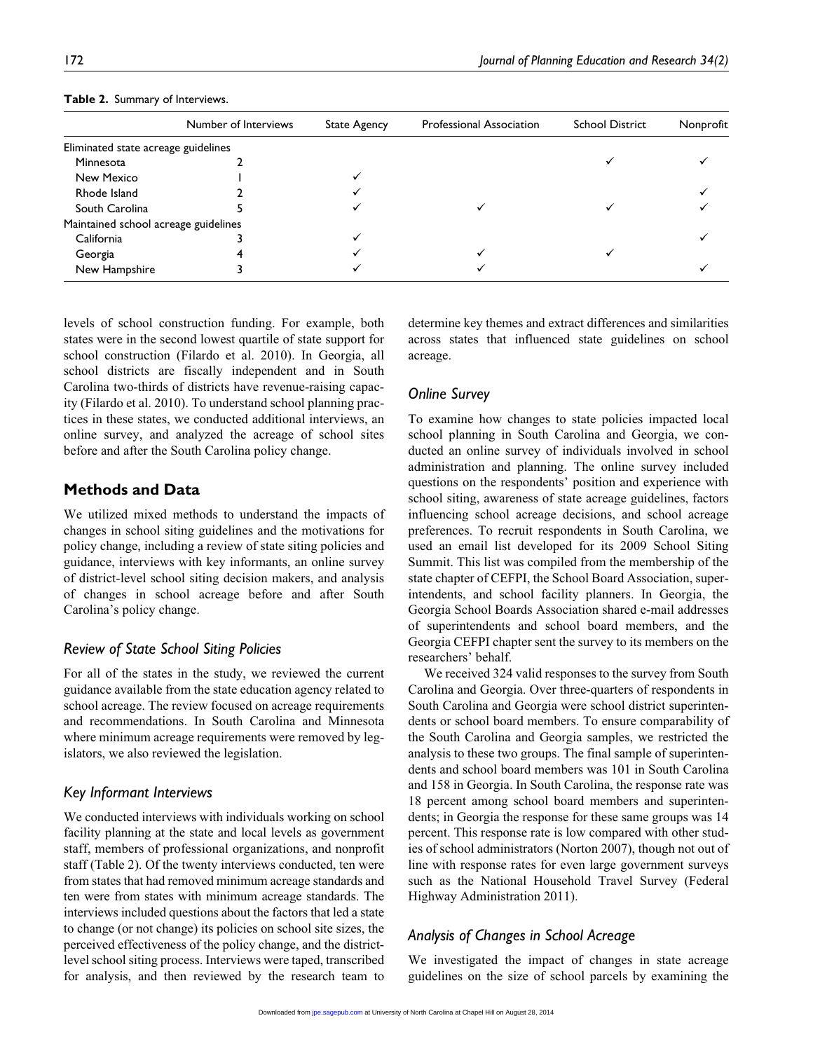**Table 2.** Summary of Interviews.

| | Number of Interviews | State Agency | Professional Association | School District | Nonprofit |
|---|---|---|---|---|---|
| Eliminated state acreage guidelines | | | | | |
| Minnesota | 2 | | | ✓ | ✓ |
| New Mexico | 1 | ✓ | | | |
| Rhode Island | 2 | ✓ | | | ✓ |
| South Carolina | 5 | ✓ | ✓ | ✓ | ✓ |
| Maintained school acreage guidelines | | | | | |
| California | 3 | ✓ | | | ✓ |
| Georgia | 4 | ✓ | ✓ | ✓ | |
| New Hampshire | 3 | ✓ | ✓ | | ✓ |

levels of school construction funding. For example, both states were in the second lowest quartile of state support for school construction (Filardo et al. 2010). In Georgia, all school districts are fiscally independent and in South Carolina two-thirds of districts have revenue-raising capacity (Filardo et al. 2010). To understand school planning practices in these states, we conducted additional interviews, an online survey, and analyzed the acreage of school sites before and after the South Carolina policy change.

## Methods and Data

We utilized mixed methods to understand the impacts of changes in school siting guidelines and the motivations for policy change, including a review of state siting policies and guidance, interviews with key informants, an online survey of district-level school siting decision makers, and analysis of changes in school acreage before and after South Carolina's policy change.

### *Review of State School Siting Policies*

For all of the states in the study, we reviewed the current guidance available from the state education agency related to school acreage. The review focused on acreage requirements and recommendations. In South Carolina and Minnesota where minimum acreage requirements were removed by legislators, we also reviewed the legislation.

### *Key Informant Interviews*

We conducted interviews with individuals working on school facility planning at the state and local levels as government staff, members of professional organizations, and nonprofit staff (Table 2). Of the twenty interviews conducted, ten were from states that had removed minimum acreage standards and ten were from states with minimum acreage standards. The interviews included questions about the factors that led a state to change (or not change) its policies on school site sizes, the perceived effectiveness of the policy change, and the district-level school siting process. Interviews were taped, transcribed for analysis, and then reviewed by the research team to determine key themes and extract differences and similarities across states that influenced state guidelines on school acreage.

### *Online Survey*

To examine how changes to state policies impacted local school planning in South Carolina and Georgia, we conducted an online survey of individuals involved in school administration and planning. The online survey included questions on the respondents' position and experience with school siting, awareness of state acreage guidelines, factors influencing school acreage decisions, and school acreage preferences. To recruit respondents in South Carolina, we used an email list developed for its 2009 School Siting Summit. This list was compiled from the membership of the state chapter of CEFPI, the School Board Association, superintendents, and school facility planners. In Georgia, the Georgia School Boards Association shared e-mail addresses of superintendents and school board members, and the Georgia CEFPI chapter sent the survey to its members on the researchers' behalf.

We received 324 valid responses to the survey from South Carolina and Georgia. Over three-quarters of respondents in South Carolina and Georgia were school district superintendents or school board members. To ensure comparability of the South Carolina and Georgia samples, we restricted the analysis to these two groups. The final sample of superintendents and school board members was 101 in South Carolina and 158 in Georgia. In South Carolina, the response rate was 18 percent among school board members and superintendents; in Georgia the response for these same groups was 14 percent. This response rate is low compared with other studies of school administrators (Norton 2007), though not out of line with response rates for even large government surveys such as the National Household Travel Survey (Federal Highway Administration 2011).

### *Analysis of Changes in School Acreage*

We investigated the impact of changes in state acreage guidelines on the size of school parcels by examining the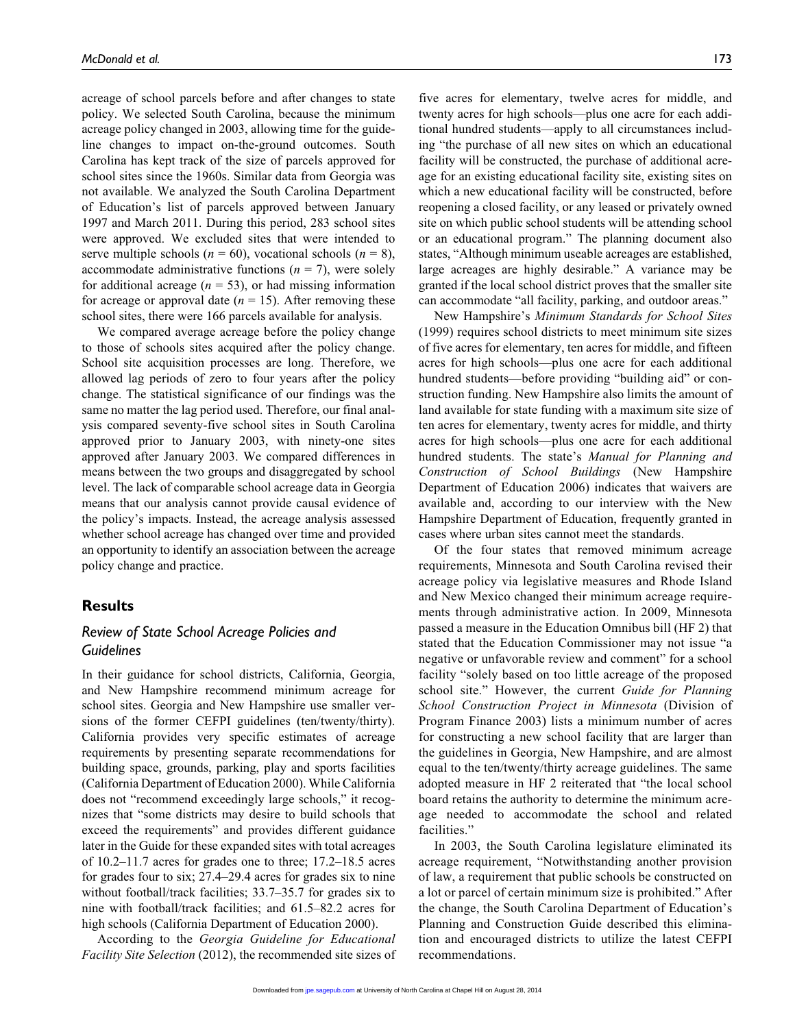acreage of school parcels before and after changes to state policy. We selected South Carolina, because the minimum acreage policy changed in 2003, allowing time for the guideline changes to impact on-the-ground outcomes. South Carolina has kept track of the size of parcels approved for school sites since the 1960s. Similar data from Georgia was not available. We analyzed the South Carolina Department of Education's list of parcels approved between January 1997 and March 2011. During this period, 283 school sites were approved. We excluded sites that were intended to serve multiple schools ($n = 60$), vocational schools ($n = 8$), accommodate administrative functions ($n = 7$), were solely for additional acreage ($n = 53$), or had missing information for acreage or approval date ($n = 15$). After removing these school sites, there were 166 parcels available for analysis.

We compared average acreage before the policy change to those of schools sites acquired after the policy change. School site acquisition processes are long. Therefore, we allowed lag periods of zero to four years after the policy change. The statistical significance of our findings was the same no matter the lag period used. Therefore, our final analysis compared seventy-five school sites in South Carolina approved prior to January 2003, with ninety-one sites approved after January 2003. We compared differences in means between the two groups and disaggregated by school level. The lack of comparable school acreage data in Georgia means that our analysis cannot provide causal evidence of the policy's impacts. Instead, the acreage analysis assessed whether school acreage has changed over time and provided an opportunity to identify an association between the acreage policy change and practice.

## Results

### Review of State School Acreage Policies and Guidelines

In their guidance for school districts, California, Georgia, and New Hampshire recommend minimum acreage for school sites. Georgia and New Hampshire use smaller versions of the former CEFPI guidelines (ten/twenty/thirty). California provides very specific estimates of acreage requirements by presenting separate recommendations for building space, grounds, parking, play and sports facilities (California Department of Education 2000). While California does not "recommend exceedingly large schools," it recognizes that "some districts may desire to build schools that exceed the requirements" and provides different guidance later in the Guide for these expanded sites with total acreages of 10.2–11.7 acres for grades one to three; 17.2–18.5 acres for grades four to six; 27.4–29.4 acres for grades six to nine without football/track facilities; 33.7–35.7 for grades six to nine with football/track facilities; and 61.5–82.2 acres for high schools (California Department of Education 2000).

According to the *Georgia Guideline for Educational Facility Site Selection* (2012), the recommended site sizes of five acres for elementary, twelve acres for middle, and twenty acres for high schools—plus one acre for each additional hundred students—apply to all circumstances including "the purchase of all new sites on which an educational facility will be constructed, the purchase of additional acreage for an existing educational facility site, existing sites on which a new educational facility will be constructed, before reopening a closed facility, or any leased or privately owned site on which public school students will be attending school or an educational program." The planning document also states, "Although minimum useable acreages are established, large acreages are highly desirable." A variance may be granted if the local school district proves that the smaller site can accommodate "all facility, parking, and outdoor areas."

New Hampshire's *Minimum Standards for School Sites* (1999) requires school districts to meet minimum site sizes of five acres for elementary, ten acres for middle, and fifteen acres for high schools—plus one acre for each additional hundred students—before providing "building aid" or construction funding. New Hampshire also limits the amount of land available for state funding with a maximum site size of ten acres for elementary, twenty acres for middle, and thirty acres for high schools—plus one acre for each additional hundred students. The state's *Manual for Planning and Construction of School Buildings* (New Hampshire Department of Education 2006) indicates that waivers are available and, according to our interview with the New Hampshire Department of Education, frequently granted in cases where urban sites cannot meet the standards.

Of the four states that removed minimum acreage requirements, Minnesota and South Carolina revised their acreage policy via legislative measures and Rhode Island and New Mexico changed their minimum acreage requirements through administrative action. In 2009, Minnesota passed a measure in the Education Omnibus bill (HF 2) that stated that the Education Commissioner may not issue "a negative or unfavorable review and comment" for a school facility "solely based on too little acreage of the proposed school site." However, the current *Guide for Planning School Construction Project in Minnesota* (Division of Program Finance 2003) lists a minimum number of acres for constructing a new school facility that are larger than the guidelines in Georgia, New Hampshire, and are almost equal to the ten/twenty/thirty acreage guidelines. The same adopted measure in HF 2 reiterated that "the local school board retains the authority to determine the minimum acreage needed to accommodate the school and related facilities."

In 2003, the South Carolina legislature eliminated its acreage requirement, "Notwithstanding another provision of law, a requirement that public schools be constructed on a lot or parcel of certain minimum size is prohibited." After the change, the South Carolina Department of Education's Planning and Construction Guide described this elimination and encouraged districts to utilize the latest CEFPI recommendations.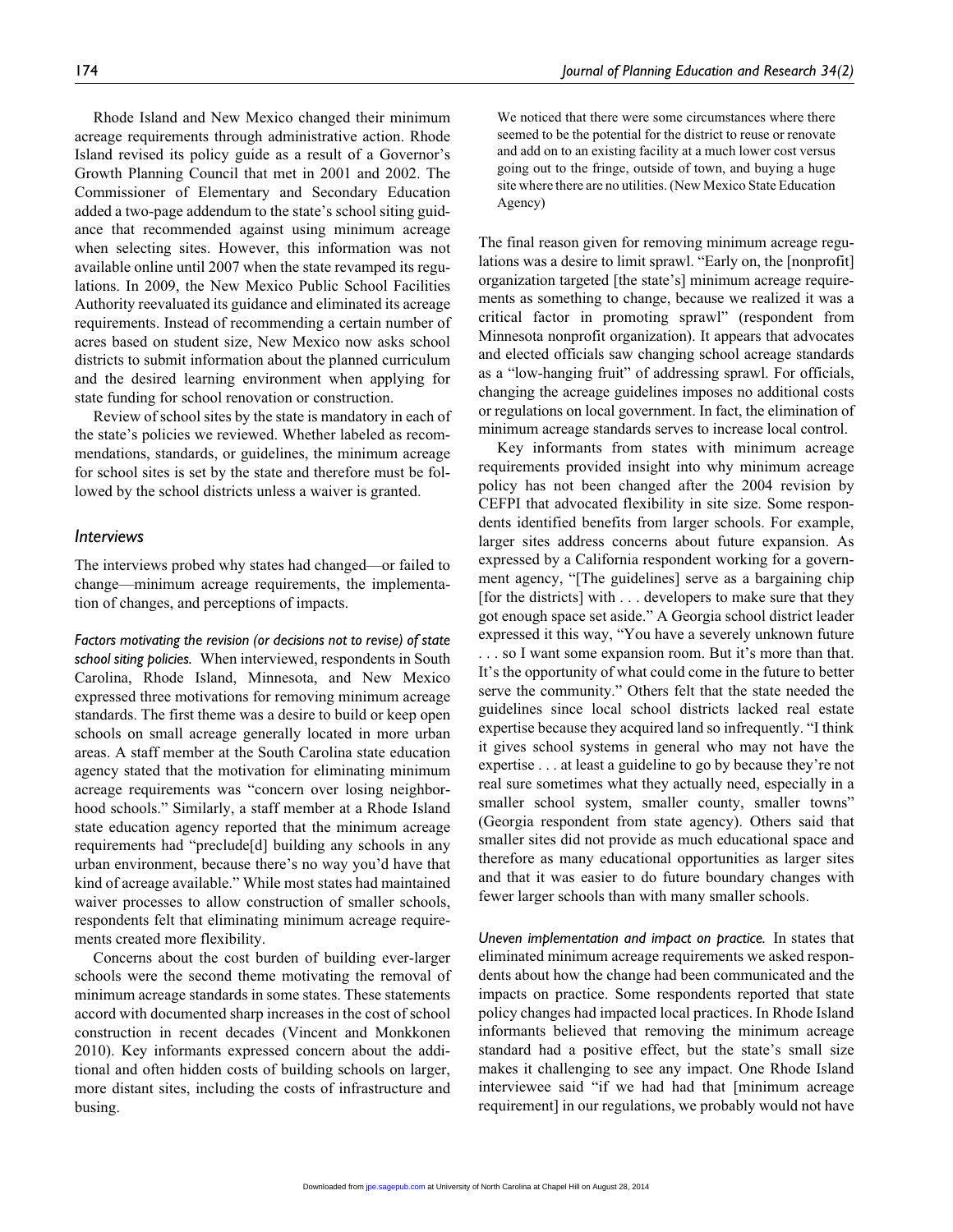Rhode Island and New Mexico changed their minimum acreage requirements through administrative action. Rhode Island revised its policy guide as a result of a Governor's Growth Planning Council that met in 2001 and 2002. The Commissioner of Elementary and Secondary Education added a two-page addendum to the state's school siting guidance that recommended against using minimum acreage when selecting sites. However, this information was not available online until 2007 when the state revamped its regulations. In 2009, the New Mexico Public School Facilities Authority reevaluated its guidance and eliminated its acreage requirements. Instead of recommending a certain number of acres based on student size, New Mexico now asks school districts to submit information about the planned curriculum and the desired learning environment when applying for state funding for school renovation or construction.

Review of school sites by the state is mandatory in each of the state's policies we reviewed. Whether labeled as recommendations, standards, or guidelines, the minimum acreage for school sites is set by the state and therefore must be followed by the school districts unless a waiver is granted.

### Interviews

The interviews probed why states had changed—or failed to change—minimum acreage requirements, the implementation of changes, and perceptions of impacts.

*Factors motivating the revision (or decisions not to revise) of state school siting policies.* When interviewed, respondents in South Carolina, Rhode Island, Minnesota, and New Mexico expressed three motivations for removing minimum acreage standards. The first theme was a desire to build or keep open schools on small acreage generally located in more urban areas. A staff member at the South Carolina state education agency stated that the motivation for eliminating minimum acreage requirements was "concern over losing neighborhood schools." Similarly, a staff member at a Rhode Island state education agency reported that the minimum acreage requirements had "preclude[d] building any schools in any urban environment, because there's no way you'd have that kind of acreage available." While most states had maintained waiver processes to allow construction of smaller schools, respondents felt that eliminating minimum acreage requirements created more flexibility.

Concerns about the cost burden of building ever-larger schools were the second theme motivating the removal of minimum acreage standards in some states. These statements accord with documented sharp increases in the cost of school construction in recent decades (Vincent and Monkkonen 2010). Key informants expressed concern about the additional and often hidden costs of building schools on larger, more distant sites, including the costs of infrastructure and busing.

> We noticed that there were some circumstances where there seemed to be the potential for the district to reuse or renovate and add on to an existing facility at a much lower cost versus going out to the fringe, outside of town, and buying a huge site where there are no utilities. (New Mexico State Education Agency)

The final reason given for removing minimum acreage regulations was a desire to limit sprawl. "Early on, the [nonprofit] organization targeted [the state's] minimum acreage requirements as something to change, because we realized it was a critical factor in promoting sprawl" (respondent from Minnesota nonprofit organization). It appears that advocates and elected officials saw changing school acreage standards as a "low-hanging fruit" of addressing sprawl. For officials, changing the acreage guidelines imposes no additional costs or regulations on local government. In fact, the elimination of minimum acreage standards serves to increase local control.

Key informants from states with minimum acreage requirements provided insight into why minimum acreage policy has not been changed after the 2004 revision by CEFPI that advocated flexibility in site size. Some respondents identified benefits from larger schools. For example, larger sites address concerns about future expansion. As expressed by a California respondent working for a government agency, "[The guidelines] serve as a bargaining chip [for the districts] with . . . developers to make sure that they got enough space set aside." A Georgia school district leader expressed it this way, "You have a severely unknown future . . . so I want some expansion room. But it's more than that. It's the opportunity of what could come in the future to better serve the community." Others felt that the state needed the guidelines since local school districts lacked real estate expertise because they acquired land so infrequently. "I think it gives school systems in general who may not have the expertise . . . at least a guideline to go by because they're not real sure sometimes what they actually need, especially in a smaller school system, smaller county, smaller towns" (Georgia respondent from state agency). Others said that smaller sites did not provide as much educational space and therefore as many educational opportunities as larger sites and that it was easier to do future boundary changes with fewer larger schools than with many smaller schools.

*Uneven implementation and impact on practice.* In states that eliminated minimum acreage requirements we asked respondents about how the change had been communicated and the impacts on practice. Some respondents reported that state policy changes had impacted local practices. In Rhode Island informants believed that removing the minimum acreage standard had a positive effect, but the state's small size makes it challenging to see any impact. One Rhode Island interviewee said "if we had had that [minimum acreage requirement] in our regulations, we probably would not have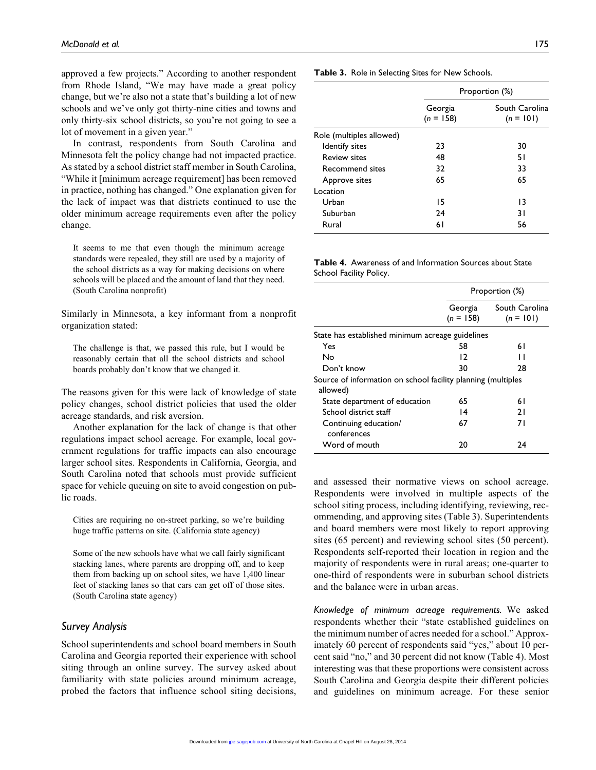approved a few projects." According to another respondent from Rhode Island, "We may have made a great policy change, but we're also not a state that's building a lot of new schools and we've only got thirty-nine cities and towns and only thirty-six school districts, so you're not going to see a lot of movement in a given year."

In contrast, respondents from South Carolina and Minnesota felt the policy change had not impacted practice. As stated by a school district staff member in South Carolina, "While it [minimum acreage requirement] has been removed in practice, nothing has changed." One explanation given for the lack of impact was that districts continued to use the older minimum acreage requirements even after the policy change.

> It seems to me that even though the minimum acreage standards were repealed, they still are used by a majority of the school districts as a way for making decisions on where schools will be placed and the amount of land that they need. (South Carolina nonprofit)

Similarly in Minnesota, a key informant from a nonprofit organization stated:

> The challenge is that, we passed this rule, but I would be reasonably certain that all the school districts and school boards probably don't know that we changed it.

The reasons given for this were lack of knowledge of state policy changes, school district policies that used the older acreage standards, and risk aversion.

Another explanation for the lack of change is that other regulations impact school acreage. For example, local government regulations for traffic impacts can also encourage larger school sites. Respondents in California, Georgia, and South Carolina noted that schools must provide sufficient space for vehicle queuing on site to avoid congestion on public roads.

> Cities are requiring no on-street parking, so we're building huge traffic patterns on site. (California state agency)

> Some of the new schools have what we call fairly significant stacking lanes, where parents are dropping off, and to keep them from backing up on school sites, we have 1,400 linear feet of stacking lanes so that cars can get off of those sites. (South Carolina state agency)

### Survey Analysis

School superintendents and school board members in South Carolina and Georgia reported their experience with school siting through an online survey. The survey asked about familiarity with state policies around minimum acreage, probed the factors that influence school siting decisions, and assessed their normative views on school acreage. Respondents were involved in multiple aspects of the school siting process, including identifying, reviewing, recommending, and approving sites (Table 3). Superintendents and board members were most likely to report approving sites (65 percent) and reviewing school sites (50 percent). Respondents self-reported their location in region and the majority of respondents were in rural areas; one-quarter to one-third of respondents were in suburban school districts and the balance were in urban areas.

**Table 3.** Role in Selecting Sites for New Schools.

| | Proportion (%) | |
|---|---|---|
| | Georgia ($n$ = 158) | South Carolina ($n$ = 101) |
| Role (multiples allowed) | | |
| Identify sites | 23 | 30 |
| Review sites | 48 | 51 |
| Recommend sites | 32 | 33 |
| Approve sites | 65 | 65 |
| Location | | |
| Urban | 15 | 13 |
| Suburban | 24 | 31 |
| Rural | 61 | 56 |

**Table 4.** Awareness of and Information Sources about State School Facility Policy.

| | Proportion (%) | |
|---|---|---|
| | Georgia ($n$ = 158) | South Carolina ($n$ = 101) |
| State has established minimum acreage guidelines | | |
| Yes | 58 | 61 |
| No | 12 | 11 |
| Don't know | 30 | 28 |
| Source of information on school facility planning (multiples allowed) | | |
| State department of education | 65 | 61 |
| School district staff | 14 | 21 |
| Continuing education/ conferences | 67 | 71 |
| Word of mouth | 20 | 24 |

*Knowledge of minimum acreage requirements.* We asked respondents whether their "state established guidelines on the minimum number of acres needed for a school." Approximately 60 percent of respondents said "yes," about 10 percent said "no," and 30 percent did not know (Table 4). Most interesting was that these proportions were consistent across South Carolina and Georgia despite their different policies and guidelines on minimum acreage. For these senior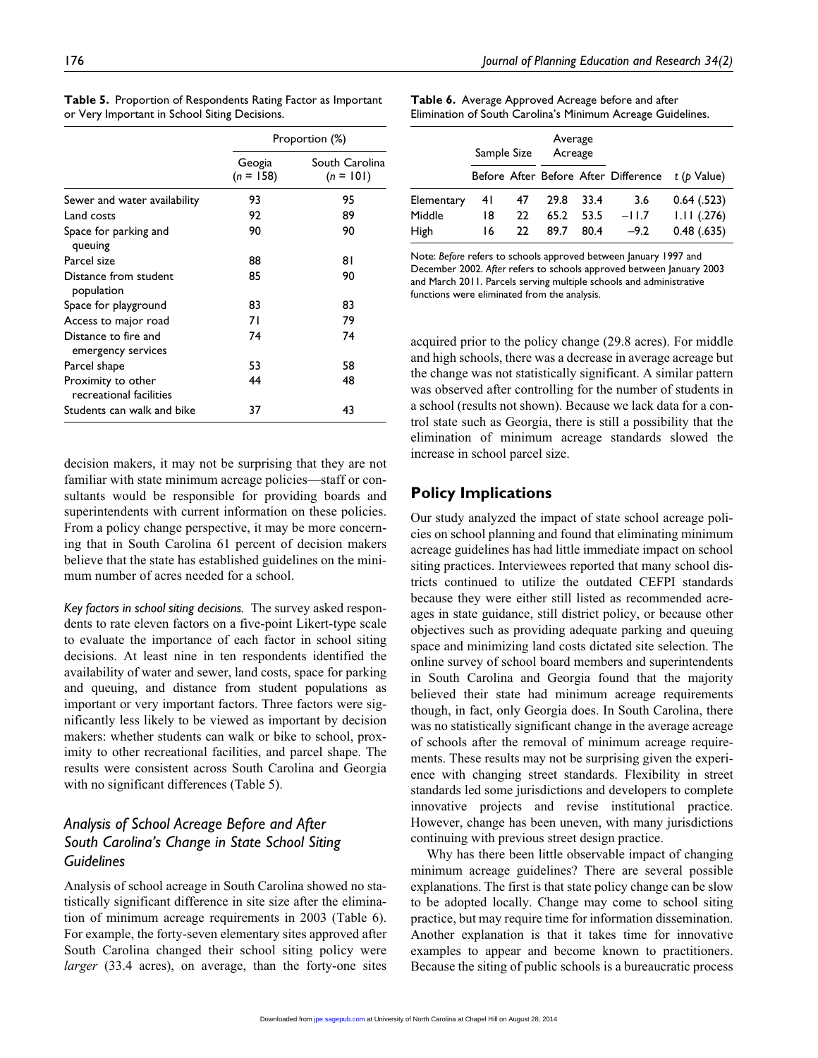**Table 5.** Proportion of Respondents Rating Factor as Important or Very Important in School Siting Decisions.

| | Proportion (%) | |
|---|---|---|
| | Geogia ($n$ = 158) | South Carolina ($n$ = 101) |
| Sewer and water availability | 93 | 95 |
| Land costs | 92 | 89 |
| Space for parking and queuing | 90 | 90 |
| Parcel size | 88 | 81 |
| Distance from student population | 85 | 90 |
| Space for playground | 83 | 83 |
| Access to major road | 71 | 79 |
| Distance to fire and emergency services | 74 | 74 |
| Parcel shape | 53 | 58 |
| Proximity to other recreational facilities | 44 | 48 |
| Students can walk and bike | 37 | 43 |

decision makers, it may not be surprising that they are not familiar with state minimum acreage policies—staff or consultants would be responsible for providing boards and superintendents with current information on these policies. From a policy change perspective, it may be more concerning that in South Carolina 61 percent of decision makers believe that the state has established guidelines on the minimum number of acres needed for a school.

*Key factors in school siting decisions.* The survey asked respondents to rate eleven factors on a five-point Likert-type scale to evaluate the importance of each factor in school siting decisions. At least nine in ten respondents identified the availability of water and sewer, land costs, space for parking and queuing, and distance from student populations as important or very important factors. Three factors were significantly less likely to be viewed as important by decision makers: whether students can walk or bike to school, proximity to other recreational facilities, and parcel shape. The results were consistent across South Carolina and Georgia with no significant differences (Table 5).

## *Analysis of School Acreage Before and After South Carolina's Change in State School Siting Guidelines*

Analysis of school acreage in South Carolina showed no statistically significant difference in site size after the elimination of minimum acreage requirements in 2003 (Table 6). For example, the forty-seven elementary sites approved after South Carolina changed their school siting policy were *larger* (33.4 acres), on average, than the forty-one sites acquired prior to the policy change (29.8 acres). For middle and high schools, there was a decrease in average acreage but the change was not statistically significant. A similar pattern was observed after controlling for the number of students in a school (results not shown). Because we lack data for a control state such as Georgia, there is still a possibility that the elimination of minimum acreage standards slowed the increase in school parcel size.

**Table 6.** Average Approved Acreage before and after Elimination of South Carolina's Minimum Acreage Guidelines.

| | Sample Size | | Average Acreage | | | |
|---|---|---|---|---|---|---|
| | Before | After | Before | After | Difference | $t$ ($p$ Value) |
| Elementary | 41 | 47 | 29.8 | 33.4 | 3.6 | 0.64 (.523) |
| Middle | 18 | 22 | 65.2 | 53.5 | −11.7 | 1.11 (.276) |
| High | 16 | 22 | 89.7 | 80.4 | −9.2 | 0.48 (.635) |

Note: *Before* refers to schools approved between January 1997 and December 2002. *After* refers to schools approved between January 2003 and March 2011. Parcels serving multiple schools and administrative functions were eliminated from the analysis.

## Policy Implications

Our study analyzed the impact of state school acreage policies on school planning and found that eliminating minimum acreage guidelines has had little immediate impact on school siting practices. Interviewees reported that many school districts continued to utilize the outdated CEFPI standards because they were either still listed as recommended acreages in state guidance, still district policy, or because other objectives such as providing adequate parking and queuing space and minimizing land costs dictated site selection. The online survey of school board members and superintendents in South Carolina and Georgia found that the majority believed their state had minimum acreage requirements though, in fact, only Georgia does. In South Carolina, there was no statistically significant change in the average acreage of schools after the removal of minimum acreage requirements. These results may not be surprising given the experience with changing street standards. Flexibility in street standards led some jurisdictions and developers to complete innovative projects and revise institutional practice. However, change has been uneven, with many jurisdictions continuing with previous street design practice.

Why has there been little observable impact of changing minimum acreage guidelines? There are several possible explanations. The first is that state policy change can be slow to be adopted locally. Change may come to school siting practice, but may require time for information dissemination. Another explanation is that it takes time for innovative examples to appear and become known to practitioners. Because the siting of public schools is a bureaucratic process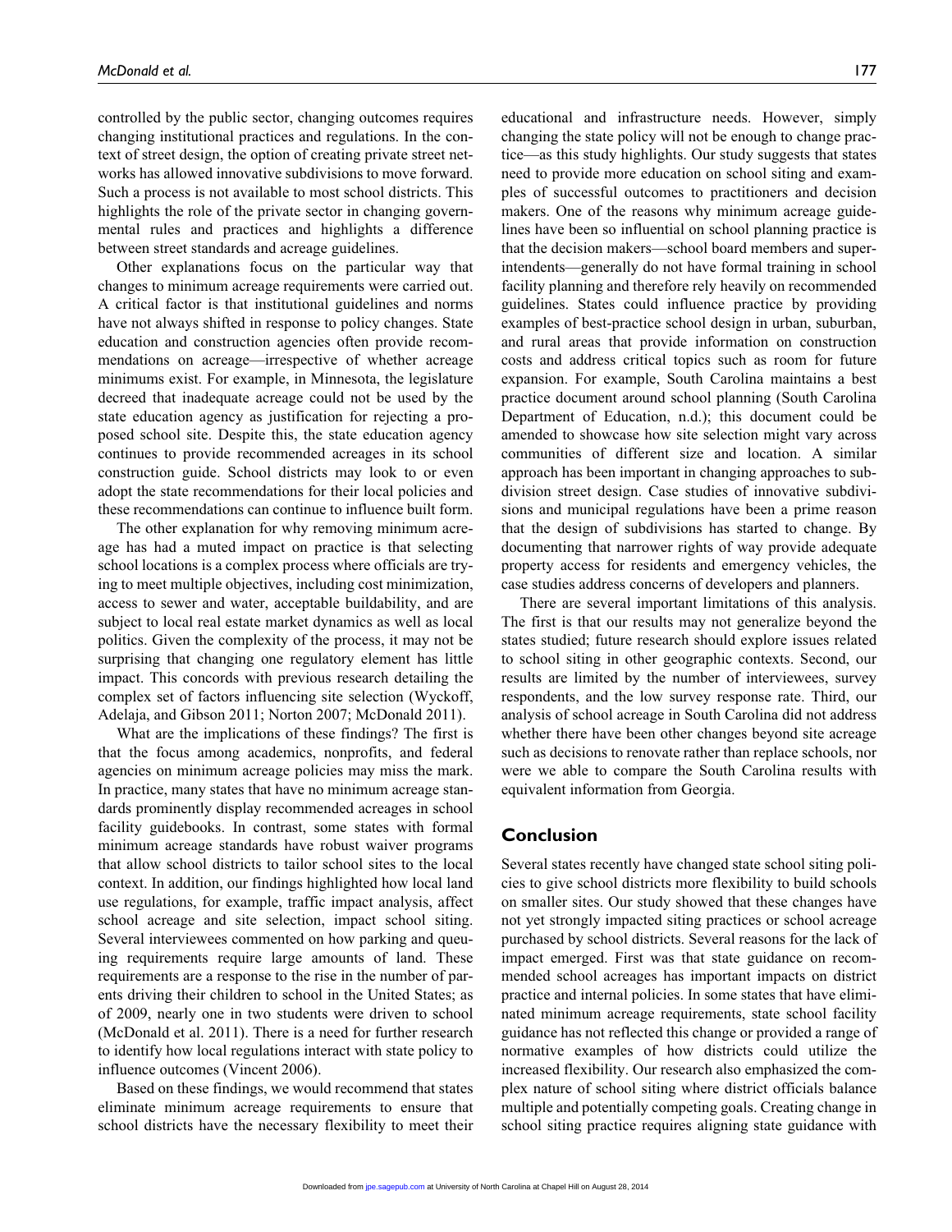controlled by the public sector, changing outcomes requires changing institutional practices and regulations. In the context of street design, the option of creating private street networks has allowed innovative subdivisions to move forward. Such a process is not available to most school districts. This highlights the role of the private sector in changing governmental rules and practices and highlights a difference between street standards and acreage guidelines.

Other explanations focus on the particular way that changes to minimum acreage requirements were carried out. A critical factor is that institutional guidelines and norms have not always shifted in response to policy changes. State education and construction agencies often provide recommendations on acreage—irrespective of whether acreage minimums exist. For example, in Minnesota, the legislature decreed that inadequate acreage could not be used by the state education agency as justification for rejecting a proposed school site. Despite this, the state education agency continues to provide recommended acreages in its school construction guide. School districts may look to or even adopt the state recommendations for their local policies and these recommendations can continue to influence built form.

The other explanation for why removing minimum acreage has had a muted impact on practice is that selecting school locations is a complex process where officials are trying to meet multiple objectives, including cost minimization, access to sewer and water, acceptable buildability, and are subject to local real estate market dynamics as well as local politics. Given the complexity of the process, it may not be surprising that changing one regulatory element has little impact. This concords with previous research detailing the complex set of factors influencing site selection (Wyckoff, Adelaja, and Gibson 2011; Norton 2007; McDonald 2011).

What are the implications of these findings? The first is that the focus among academics, nonprofits, and federal agencies on minimum acreage policies may miss the mark. In practice, many states that have no minimum acreage standards prominently display recommended acreages in school facility guidebooks. In contrast, some states with formal minimum acreage standards have robust waiver programs that allow school districts to tailor school sites to the local context. In addition, our findings highlighted how local land use regulations, for example, traffic impact analysis, affect school acreage and site selection, impact school siting. Several interviewees commented on how parking and queuing requirements require large amounts of land. These requirements are a response to the rise in the number of parents driving their children to school in the United States; as of 2009, nearly one in two students were driven to school (McDonald et al. 2011). There is a need for further research to identify how local regulations interact with state policy to influence outcomes (Vincent 2006).

Based on these findings, we would recommend that states eliminate minimum acreage requirements to ensure that school districts have the necessary flexibility to meet their educational and infrastructure needs. However, simply changing the state policy will not be enough to change practice—as this study highlights. Our study suggests that states need to provide more education on school siting and examples of successful outcomes to practitioners and decision makers. One of the reasons why minimum acreage guidelines have been so influential on school planning practice is that the decision makers—school board members and superintendents—generally do not have formal training in school facility planning and therefore rely heavily on recommended guidelines. States could influence practice by providing examples of best-practice school design in urban, suburban, and rural areas that provide information on construction costs and address critical topics such as room for future expansion. For example, South Carolina maintains a best practice document around school planning (South Carolina Department of Education, n.d.); this document could be amended to showcase how site selection might vary across communities of different size and location. A similar approach has been important in changing approaches to subdivision street design. Case studies of innovative subdivisions and municipal regulations have been a prime reason that the design of subdivisions has started to change. By documenting that narrower rights of way provide adequate property access for residents and emergency vehicles, the case studies address concerns of developers and planners.

There are several important limitations of this analysis. The first is that our results may not generalize beyond the states studied; future research should explore issues related to school siting in other geographic contexts. Second, our results are limited by the number of interviewees, survey respondents, and the low survey response rate. Third, our analysis of school acreage in South Carolina did not address whether there have been other changes beyond site acreage such as decisions to renovate rather than replace schools, nor were we able to compare the South Carolina results with equivalent information from Georgia.

## Conclusion

Several states recently have changed state school siting policies to give school districts more flexibility to build schools on smaller sites. Our study showed that these changes have not yet strongly impacted siting practices or school acreage purchased by school districts. Several reasons for the lack of impact emerged. First was that state guidance on recommended school acreages has important impacts on district practice and internal policies. In some states that have eliminated minimum acreage requirements, state school facility guidance has not reflected this change or provided a range of normative examples of how districts could utilize the increased flexibility. Our research also emphasized the complex nature of school siting where district officials balance multiple and potentially competing goals. Creating change in school siting practice requires aligning state guidance with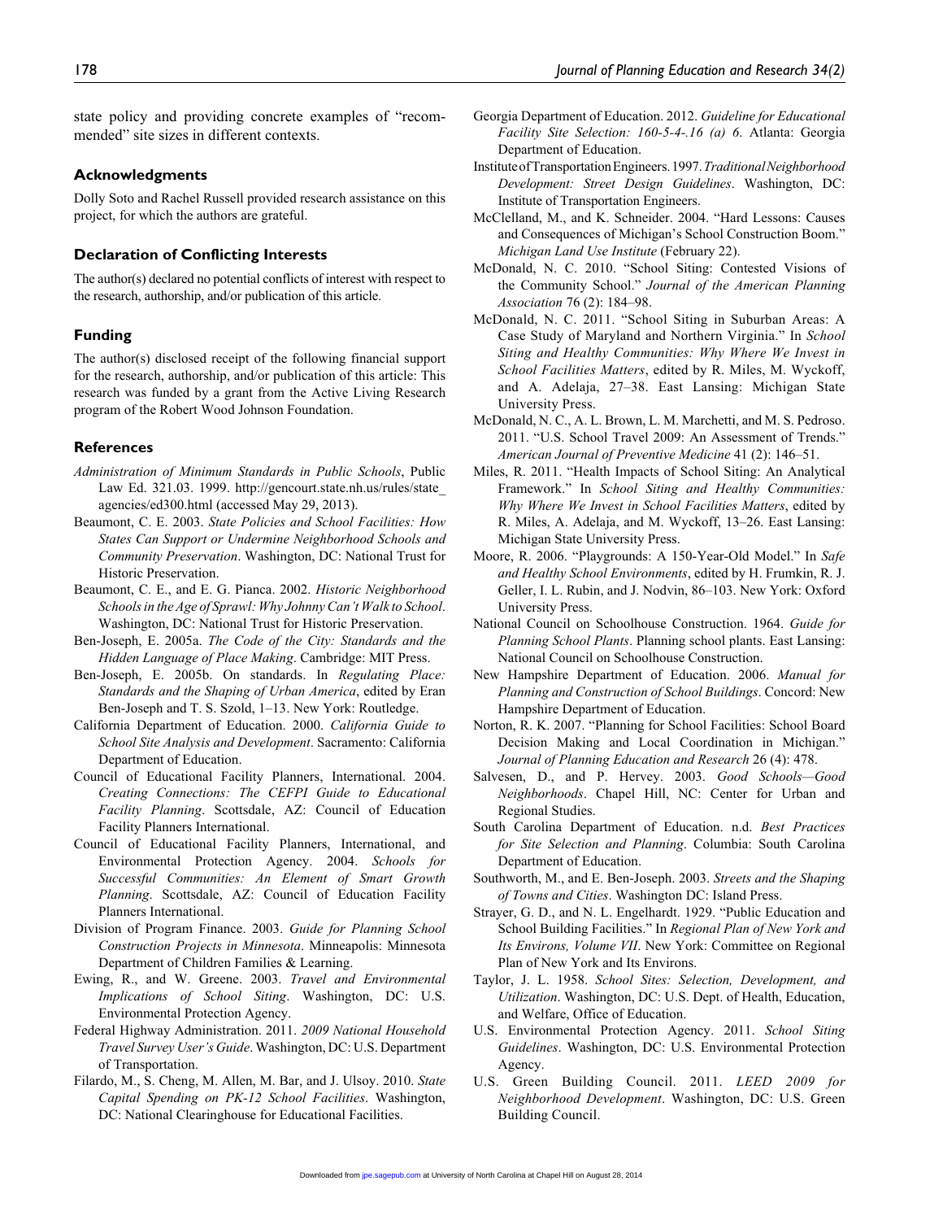state policy and providing concrete examples of "recommended" site sizes in different contexts.

## Acknowledgments

Dolly Soto and Rachel Russell provided research assistance on this project, for which the authors are grateful.

## Declaration of Conflicting Interests

The author(s) declared no potential conflicts of interest with respect to the research, authorship, and/or publication of this article.

## Funding

The author(s) disclosed receipt of the following financial support for the research, authorship, and/or publication of this article: This research was funded by a grant from the Active Living Research program of the Robert Wood Johnson Foundation.

## References

*Administration of Minimum Standards in Public Schools*, Public Law Ed. 321.03. 1999. http://gencourt.state.nh.us/rules/state_agencies/ed300.html (accessed May 29, 2013).

Beaumont, C. E. 2003. *State Policies and School Facilities: How States Can Support or Undermine Neighborhood Schools and Community Preservation*. Washington, DC: National Trust for Historic Preservation.

Beaumont, C. E., and E. G. Pianca. 2002. *Historic Neighborhood Schools in the Age of Sprawl: Why Johnny Can't Walk to School*. Washington, DC: National Trust for Historic Preservation.

Ben-Joseph, E. 2005a. *The Code of the City: Standards and the Hidden Language of Place Making*. Cambridge: MIT Press.

Ben-Joseph, E. 2005b. On standards. In *Regulating Place: Standards and the Shaping of Urban America*, edited by Eran Ben-Joseph and T. S. Szold, 1–13. New York: Routledge.

California Department of Education. 2000. *California Guide to School Site Analysis and Development*. Sacramento: California Department of Education.

Council of Educational Facility Planners, International. 2004. *Creating Connections: The CEFPI Guide to Educational Facility Planning*. Scottsdale, AZ: Council of Education Facility Planners International.

Council of Educational Facility Planners, International, and Environmental Protection Agency. 2004. *Schools for Successful Communities: An Element of Smart Growth Planning*. Scottsdale, AZ: Council of Education Facility Planners International.

Division of Program Finance. 2003. *Guide for Planning School Construction Projects in Minnesota*. Minneapolis: Minnesota Department of Children Families & Learning.

Ewing, R., and W. Greene. 2003. *Travel and Environmental Implications of School Siting*. Washington, DC: U.S. Environmental Protection Agency.

Federal Highway Administration. 2011. *2009 National Household Travel Survey User's Guide*. Washington, DC: U.S. Department of Transportation.

Filardo, M., S. Cheng, M. Allen, M. Bar, and J. Ulsoy. 2010. *State Capital Spending on PK-12 School Facilities*. Washington, DC: National Clearinghouse for Educational Facilities.

Georgia Department of Education. 2012. *Guideline for Educational Facility Site Selection: 160-5-4-.16 (a) 6*. Atlanta: Georgia Department of Education.

Institute of Transportation Engineers. 1997. *Traditional Neighborhood Development: Street Design Guidelines*. Washington, DC: Institute of Transportation Engineers.

McClelland, M., and K. Schneider. 2004. "Hard Lessons: Causes and Consequences of Michigan's School Construction Boom." *Michigan Land Use Institute* (February 22).

McDonald, N. C. 2010. "School Siting: Contested Visions of the Community School." *Journal of the American Planning Association* 76 (2): 184–98.

McDonald, N. C. 2011. "School Siting in Suburban Areas: A Case Study of Maryland and Northern Virginia." In *School Siting and Healthy Communities: Why Where We Invest in School Facilities Matters*, edited by R. Miles, M. Wyckoff, and A. Adelaja, 27–38. East Lansing: Michigan State University Press.

McDonald, N. C., A. L. Brown, L. M. Marchetti, and M. S. Pedroso. 2011. "U.S. School Travel 2009: An Assessment of Trends." *American Journal of Preventive Medicine* 41 (2): 146–51.

Miles, R. 2011. "Health Impacts of School Siting: An Analytical Framework." In *School Siting and Healthy Communities: Why Where We Invest in School Facilities Matters*, edited by R. Miles, A. Adelaja, and M. Wyckoff, 13–26. East Lansing: Michigan State University Press.

Moore, R. 2006. "Playgrounds: A 150-Year-Old Model." In *Safe and Healthy School Environments*, edited by H. Frumkin, R. J. Geller, I. L. Rubin, and J. Nodvin, 86–103. New York: Oxford University Press.

National Council on Schoolhouse Construction. 1964. *Guide for Planning School Plants*. Planning school plants. East Lansing: National Council on Schoolhouse Construction.

New Hampshire Department of Education. 2006. *Manual for Planning and Construction of School Buildings*. Concord: New Hampshire Department of Education.

Norton, R. K. 2007. "Planning for School Facilities: School Board Decision Making and Local Coordination in Michigan." *Journal of Planning Education and Research* 26 (4): 478.

Salvesen, D., and P. Hervey. 2003. *Good Schools—Good Neighborhoods*. Chapel Hill, NC: Center for Urban and Regional Studies.

South Carolina Department of Education. n.d. *Best Practices for Site Selection and Planning*. Columbia: South Carolina Department of Education.

Southworth, M., and E. Ben-Joseph. 2003. *Streets and the Shaping of Towns and Cities*. Washington DC: Island Press.

Strayer, G. D., and N. L. Engelhardt. 1929. "Public Education and School Building Facilities." In *Regional Plan of New York and Its Environs, Volume VII*. New York: Committee on Regional Plan of New York and Its Environs.

Taylor, J. L. 1958. *School Sites: Selection, Development, and Utilization*. Washington, DC: U.S. Dept. of Health, Education, and Welfare, Office of Education.

U.S. Environmental Protection Agency. 2011. *School Siting Guidelines*. Washington, DC: U.S. Environmental Protection Agency.

U.S. Green Building Council. 2011. *LEED 2009 for Neighborhood Development*. Washington, DC: U.S. Green Building Council.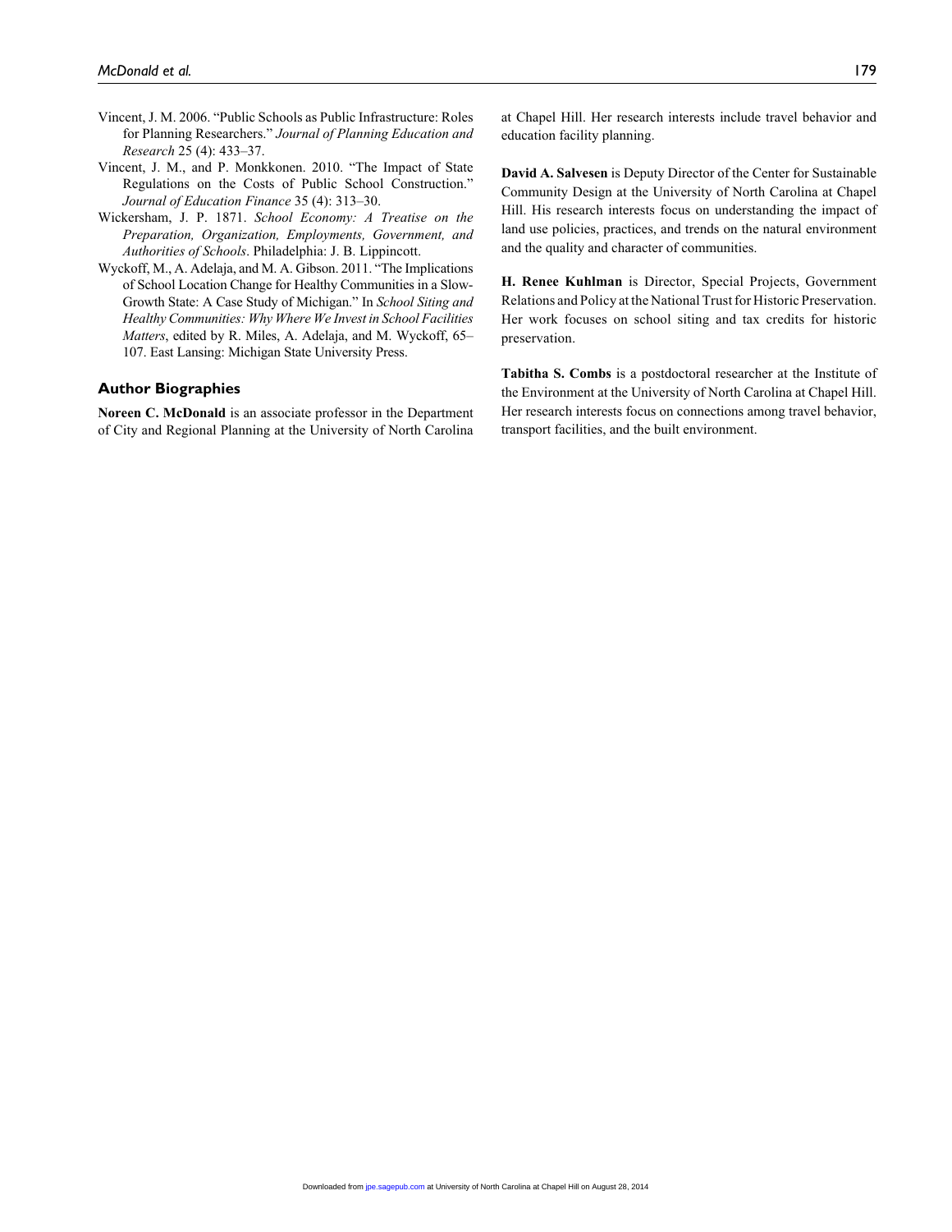Vincent, J. M. 2006. "Public Schools as Public Infrastructure: Roles for Planning Researchers." *Journal of Planning Education and Research* 25 (4): 433–37.

Vincent, J. M., and P. Monkkonen. 2010. "The Impact of State Regulations on the Costs of Public School Construction." *Journal of Education Finance* 35 (4): 313–30.

Wickersham, J. P. 1871. *School Economy: A Treatise on the Preparation, Organization, Employments, Government, and Authorities of Schools*. Philadelphia: J. B. Lippincott.

Wyckoff, M., A. Adelaja, and M. A. Gibson. 2011. "The Implications of School Location Change for Healthy Communities in a Slow-Growth State: A Case Study of Michigan." In *School Siting and Healthy Communities: Why Where We Invest in School Facilities Matters*, edited by R. Miles, A. Adelaja, and M. Wyckoff, 65–107. East Lansing: Michigan State University Press.

## Author Biographies

**Noreen C. McDonald** is an associate professor in the Department of City and Regional Planning at the University of North Carolina at Chapel Hill. Her research interests include travel behavior and education facility planning.

**David A. Salvesen** is Deputy Director of the Center for Sustainable Community Design at the University of North Carolina at Chapel Hill. His research interests focus on understanding the impact of land use policies, practices, and trends on the natural environment and the quality and character of communities.

**H. Renee Kuhlman** is Director, Special Projects, Government Relations and Policy at the National Trust for Historic Preservation. Her work focuses on school siting and tax credits for historic preservation.

**Tabitha S. Combs** is a postdoctoral researcher at the Institute of the Environment at the University of North Carolina at Chapel Hill. Her research interests focus on connections among travel behavior, transport facilities, and the built environment.